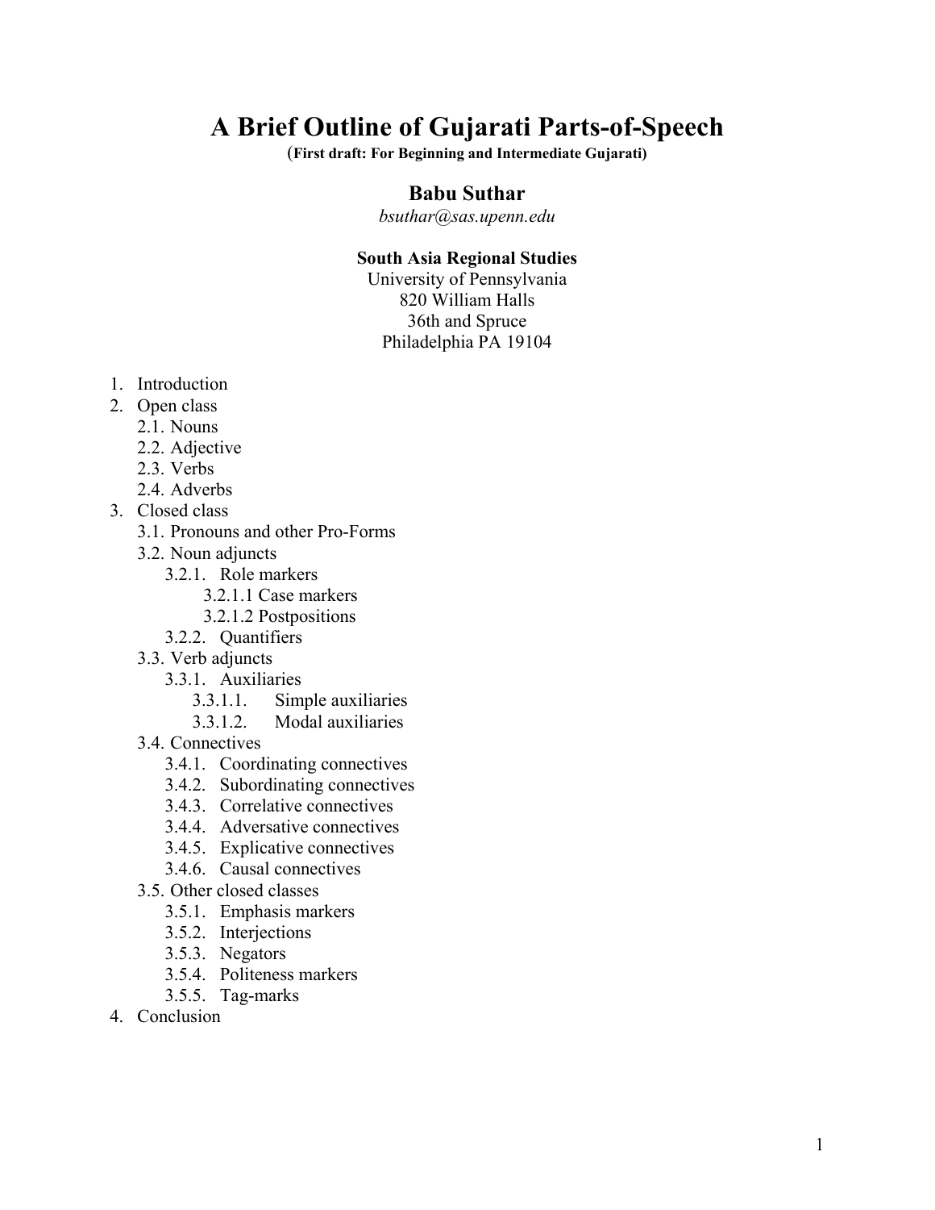# A Brief Outline of Gujarati Parts-of-Speech

(**First draft: For Beginning and Intermediate Gujarati)**

**Babu Suthar**

*bsuthar@sas.upenn.edu*

**South Asia Regional Studies**

University of Pennsylvania
820 William Halls
36th and Spruce
Philadelphia PA 19104

1. Introduction
2. Open class
   - 2.1. Nouns
   - 2.2. Adjective
   - 2.3. Verbs
   - 2.4. Adverbs
3. Closed class
   - 3.1. Pronouns and other Pro-Forms
   - 3.2. Noun adjuncts
     - 3.2.1. Role markers
       - 3.2.1.1 Case markers
       - 3.2.1.2 Postpositions
     - 3.2.2. Quantifiers
   - 3.3. Verb adjuncts
     - 3.3.1. Auxiliaries
       - 3.3.1.1. Simple auxiliaries
       - 3.3.1.2. Modal auxiliaries
   - 3.4. Connectives
     - 3.4.1. Coordinating connectives
     - 3.4.2. Subordinating connectives
     - 3.4.3. Correlative connectives
     - 3.4.4. Adversative connectives
     - 3.4.5. Explicative connectives
     - 3.4.6. Causal connectives
   - 3.5. Other closed classes
     - 3.5.1. Emphasis markers
     - 3.5.2. Interjections
     - 3.5.3. Negators
     - 3.5.4. Politeness markers
     - 3.5.5. Tag-marks
4. Conclusion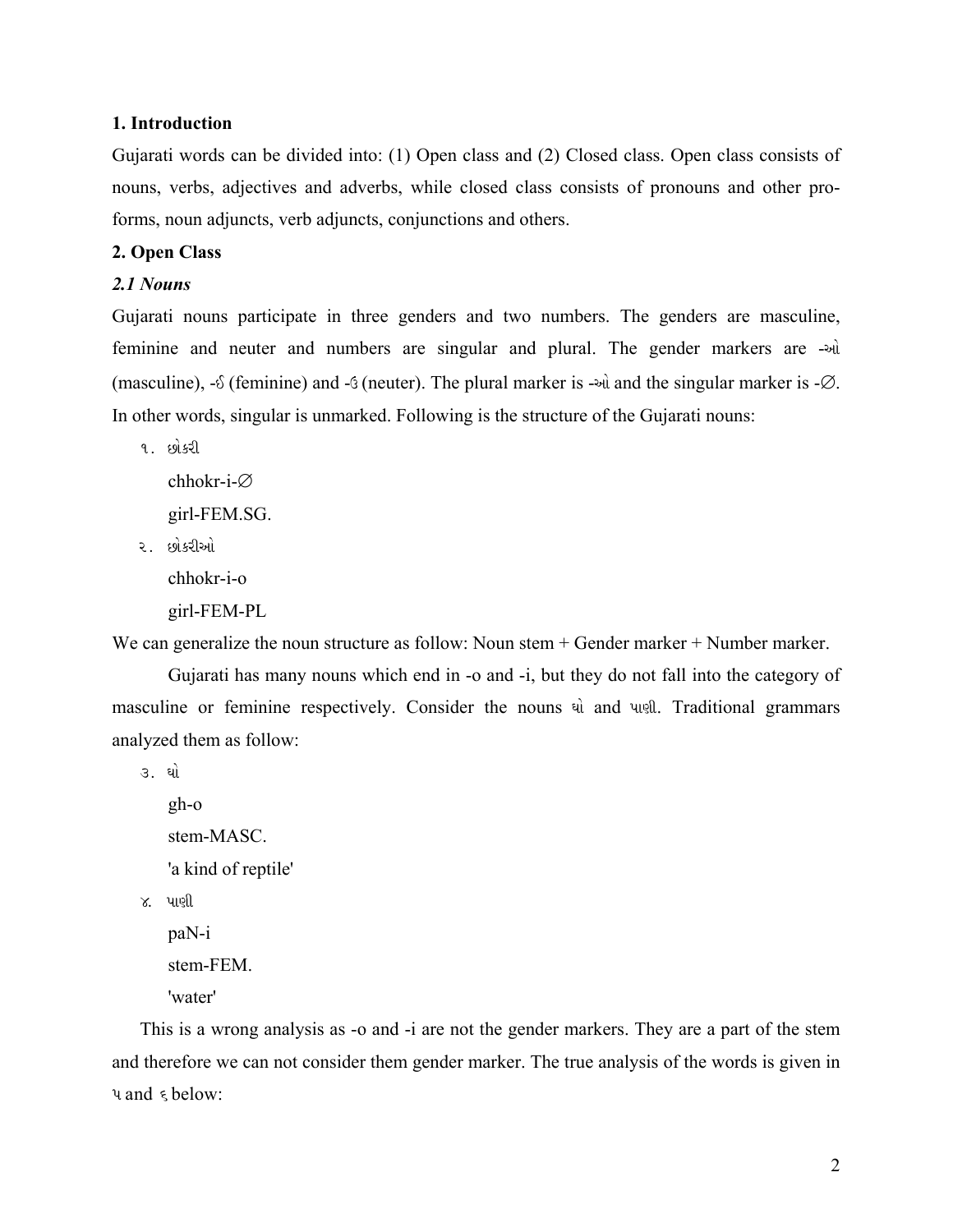## 1. Introduction

Gujarati words can be divided into: (1) Open class and (2) Closed class. Open class consists of nouns, verbs, adjectives and adverbs, while closed class consists of pronouns and other pro-forms, noun adjuncts, verb adjuncts, conjunctions and others.

## 2. Open Class

### *2.1 Nouns*

Gujarati nouns participate in three genders and two numbers. The genders are masculine, feminine and neuter and numbers are singular and plural. The gender markers are -ઓ (masculine), -ઈ (feminine) and -ઉ (neuter). The plural marker is -ઓ and the singular marker is -∅. In other words, singular is unmarked. Following is the structure of the Gujarati nouns:

૧. છોકરી

chhokr-i-∅

girl-FEM.SG.

૨. છોકરીઓ

chhokr-i-o

girl-FEM-PL

We can generalize the noun structure as follow: Noun stem + Gender marker + Number marker.

Gujarati has many nouns which end in -o and -i, but they do not fall into the category of masculine or feminine respectively. Consider the nouns ઘો and પાણી. Traditional grammars analyzed them as follow:

૩. ઘો

gh-o

stem-MASC.

'a kind of reptile'

૪. પાણી

paN-i

stem-FEM.

'water'

This is a wrong analysis as -o and -i are not the gender markers. They are a part of the stem and therefore we can not consider them gender marker. The true analysis of the words is given in ૫ and ૬ below: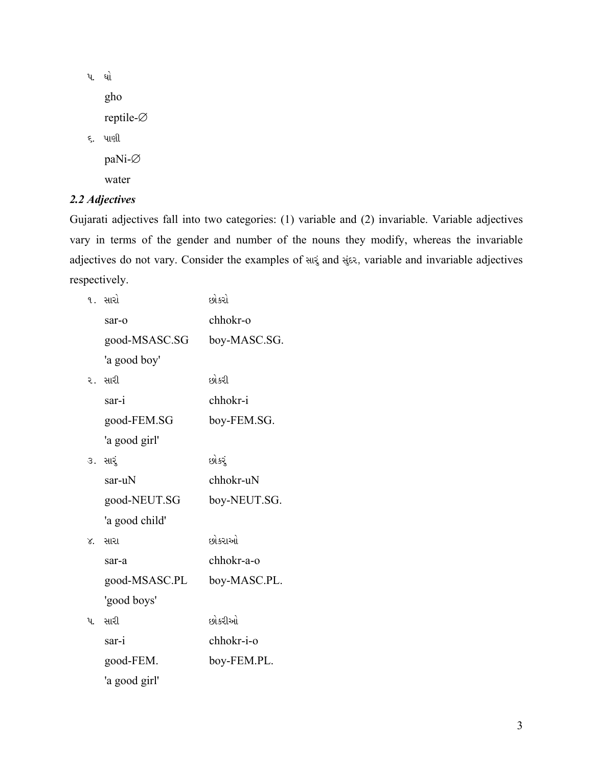૫. ઘો

gho

reptile-∅

૬. પાણી

paNi-∅

water

### *2.2 Adjectives*

Gujarati adjectives fall into two categories: (1) variable and (2) invariable. Variable adjectives vary in terms of the gender and number of the nouns they modify, whereas the invariable adjectives do not vary. Consider the examples of સારું and સુંદર, variable and invariable adjectives respectively.

| | | |
|---|---|---|
| ૧. | સારો | છોકરો |
| | sar-o | chhokr-o |
| | good-MSASC.SG | boy-MASC.SG. |
| | 'a good boy' | |
| ૨. | સારી | છોકરી |
| | sar-i | chhokr-i |
| | good-FEM.SG | boy-FEM.SG. |
| | 'a good girl' | |
| ૩. | સારું | છોકરું |
| | sar-uN | chhokr-uN |
| | good-NEUT.SG | boy-NEUT.SG. |
| | 'a good child' | |
| ૪. | સારા | છોકરાઓ |
| | sar-a | chhokr-a-o |
| | good-MSASC.PL | boy-MASC.PL. |
| | 'good boys' | |
| ૫. | સારી | છોકરીઓ |
| | sar-i | chhokr-i-o |
| | good-FEM. | boy-FEM.PL. |
| | 'a good girl' | |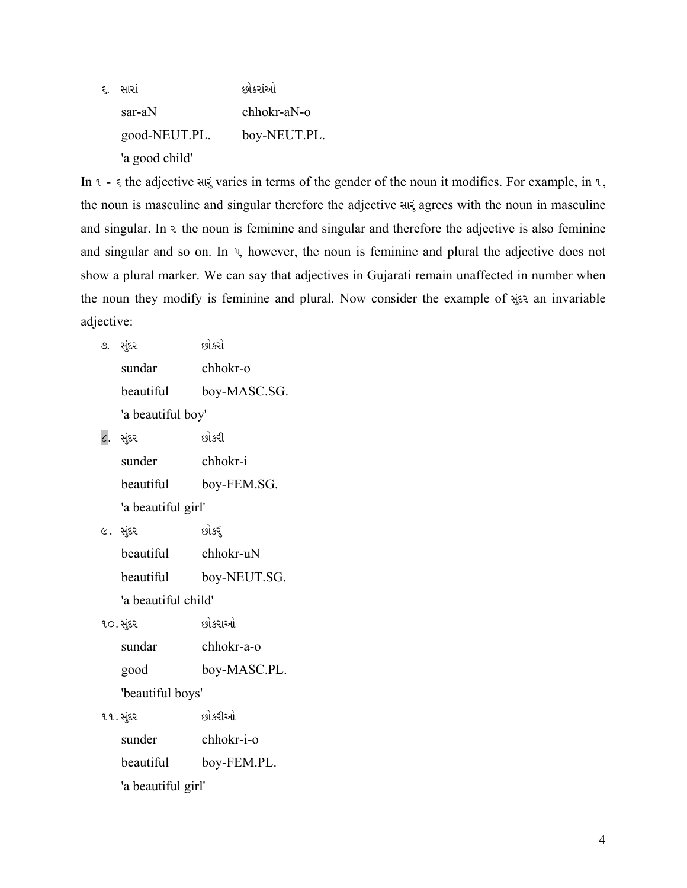૬. સારાં           છોકરાંઓ

   sar-aN           chhokr-aN-o

   good-NEUT.PL.    boy-NEUT.PL.

   'a good child'

In ૧ - ૬ the adjective સારું varies in terms of the gender of the noun it modifies. For example, in ૧, the noun is masculine and singular therefore the adjective સારું agrees with the noun in masculine and singular. In ૨ the noun is feminine and singular and therefore the adjective is also feminine and singular and so on. In ૫, however, the noun is feminine and plural the adjective does not show a plural marker. We can say that adjectives in Gujarati remain unaffected in number when the noun they modify is feminine and plural. Now consider the example of સુંદર an invariable adjective:

૭. સુંદર          છોકરો

   sundar         chhokr-o

   beautiful      boy-MASC.SG.

   'a beautiful boy'

૮. સુંદર          છોકરી

   sunder         chhokr-i

   beautiful      boy-FEM.SG.

   'a beautiful girl'

૯. સુંદર          છોકરું

   beautiful      chhokr-uN

   beautiful      boy-NEUT.SG.

   'a beautiful child'

૧૦. સુંદર         છોકરાઓ

   sundar         chhokr-a-o

   good           boy-MASC.PL.

   'beautiful boys'

૧૧. સુંદર         છોકરીઓ

   sunder         chhokr-i-o

   beautiful      boy-FEM.PL.

   'a beautiful girl'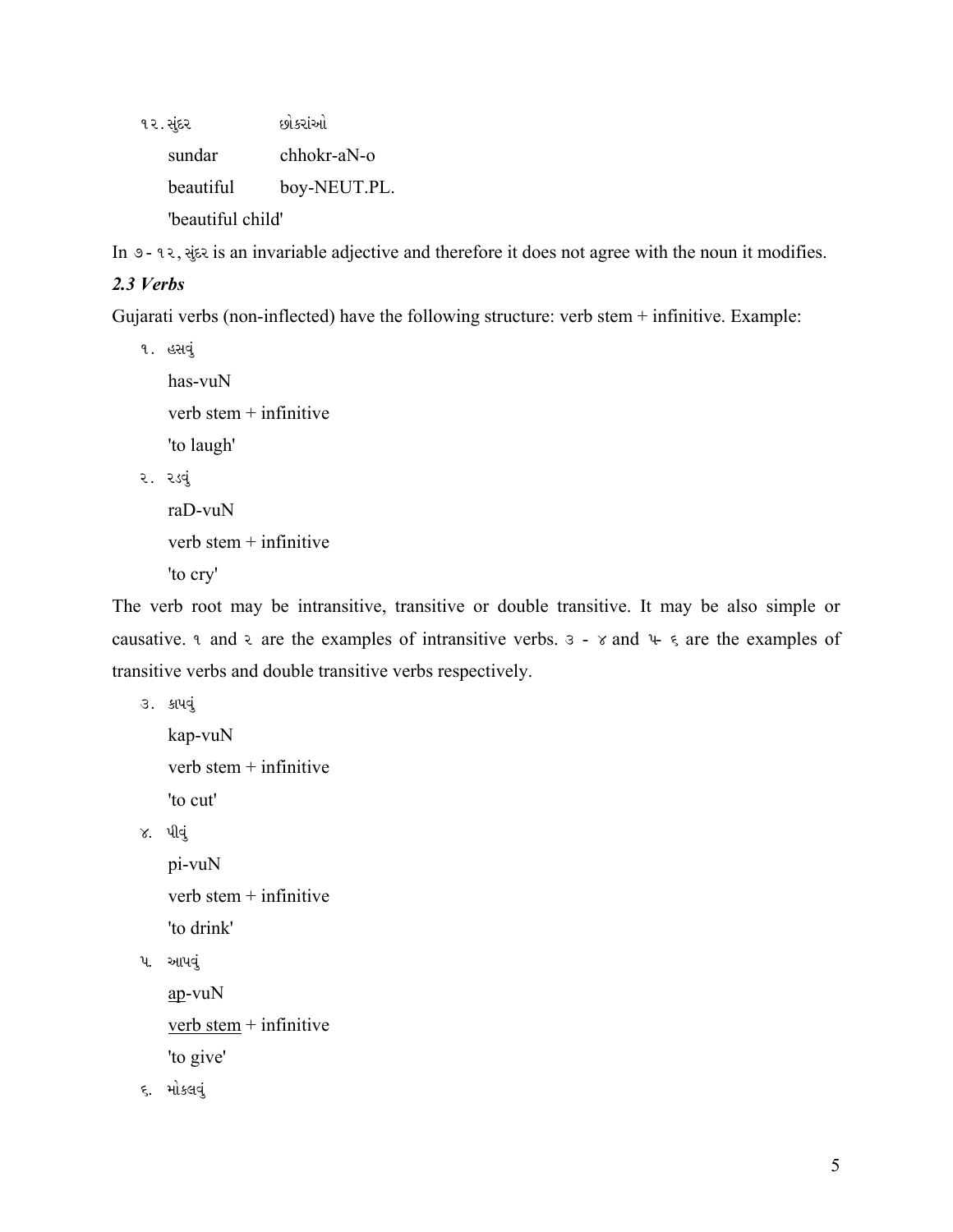૧૨. સુંદર          છોકરાંઓ

sundar          chhokr-aN-o

beautiful       boy-NEUT.PL.

'beautiful child'

In ૭ - ૧૨, સુંદર is an invariable adjective and therefore it does not agree with the noun it modifies.

### *2.3 Verbs*

Gujarati verbs (non-inflected) have the following structure: verb stem + infinitive. Example:

૧. હસવું

has-vuN

verb stem + infinitive

'to laugh'

૨. રડવું

raD-vuN

verb stem + infinitive

'to cry'

The verb root may be intransitive, transitive or double transitive. It may be also simple or causative. ૧ and ૨ are the examples of intransitive verbs. ૩ - ૪ and ૫- ૬ are the examples of transitive verbs and double transitive verbs respectively.

૩. કાપવું

kap-vuN

verb stem + infinitive

'to cut'

૪. પીવું

pi-vuN

verb stem + infinitive

'to drink'

૫. આપવું

<u>ap</u>-vuN

<u>verb stem</u> + infinitive

'to give'

૬. મોકલવું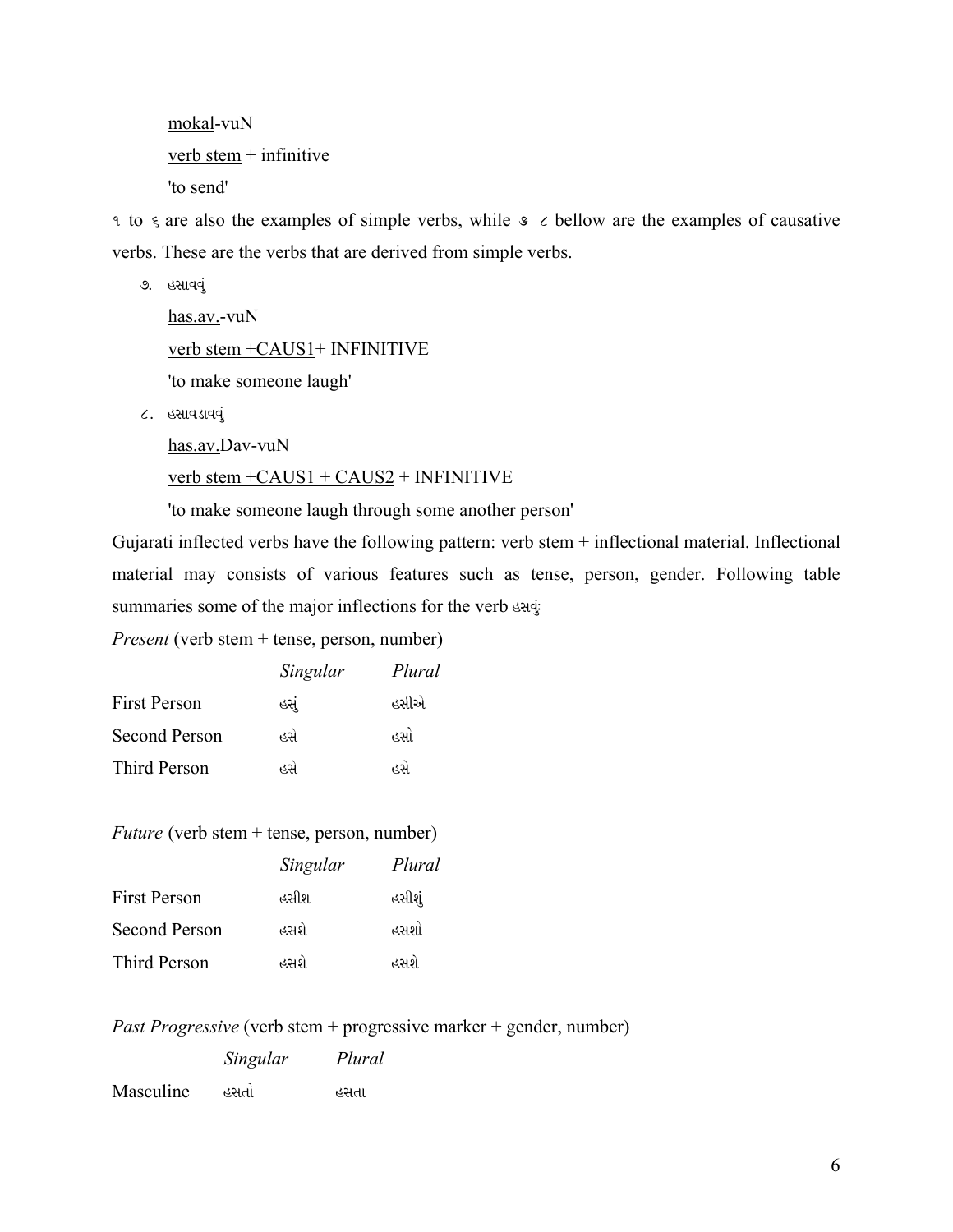mokal-vuN

verb stem + infinitive

'to send'

૧ to ૬ are also the examples of simple verbs, while ૭ ૮ bellow are the examples of causative verbs. These are the verbs that are derived from simple verbs.

૭. હસાવવું

has.av.-vuN

verb stem +CAUS1+ INFINITIVE

'to make someone laugh'

૮. હસાવડાવવું

has.av.Dav-vuN

verb stem +CAUS1 + CAUS2 + INFINITIVE

'to make someone laugh through some another person'

Gujarati inflected verbs have the following pattern: verb stem + inflectional material. Inflectional material may consists of various features such as tense, person, gender. Following table summaries some of the major inflections for the verb હસવું:

*Present* (verb stem + tense, person, number)

| | *Singular* | *Plural* |
|---|---|---|
| First Person | હસું | હસીએ |
| Second Person | હસે | હસો |
| Third Person | હસે | હસે |

*Future* (verb stem + tense, person, number)

| | *Singular* | *Plural* |
|---|---|---|
| First Person | હસીશ | હસીશું |
| Second Person | હસશે | હસશો |
| Third Person | હસશે | હસશે |

*Past Progressive* (verb stem + progressive marker + gender, number)

| | *Singular* | *Plural* |
|---|---|---|
| Masculine | હસતો | હસતા |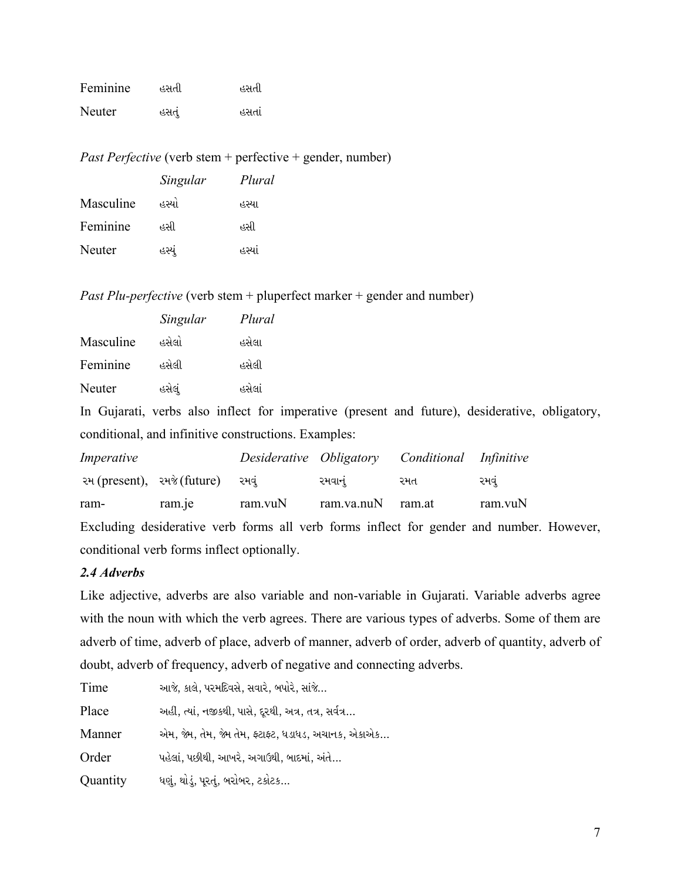| | | |
|---|---|---|
| Feminine | હસતી | હસતી |
| Neuter | હસતું | હસતાં |

*Past Perfective* (verb stem + perfective + gender, number)

| | *Singular* | *Plural* |
|---|---|---|
| Masculine | હસ્યો | હસ્યા |
| Feminine | હસી | હસી |
| Neuter | હસ્યું | હસ્યાં |

*Past Plu-perfective* (verb stem + pluperfect marker + gender and number)

| | *Singular* | *Plural* |
|---|---|---|
| Masculine | હસેલો | હસેલા |
| Feminine | હસેલી | હસેલી |
| Neuter | હસેલું | હસેલાં |

In Gujarati, verbs also inflect for imperative (present and future), desiderative, obligatory, conditional, and infinitive constructions. Examples:

| *Imperative* | | *Desiderative* | *Obligatory* | *Conditional* | *Infinitive* |
|---|---|---|---|---|---|
| રમ (present), | રમજે (future) | રમવું | રમવાનું | રમત | રમવું |
| ram- | ram.je | ram.vuN | ram.va.nuN | ram.at | ram.vuN |

Excluding desiderative verb forms all verb forms inflect for gender and number. However, conditional verb forms inflect optionally.

### *2.4 Adverbs*

Like adjective, adverbs are also variable and non-variable in Gujarati. Variable adverbs agree with the noun with which the verb agrees. There are various types of adverbs. Some of them are adverb of time, adverb of place, adverb of manner, adverb of order, adverb of quantity, adverb of doubt, adverb of frequency, adverb of negative and connecting adverbs.

| | |
|---|---|
| Time | આજે, કાલે, પરમદિવસે, સવારે, બપોરે, સાંજે... |
| Place | અહીં, ત્યાં, નજીકથી, પાસે, દૂરથી, અત્ર, તત્ર, સર્વત્ર... |
| Manner | એમ, જેમ, તેમ, જેમ તેમ, ફટાફટ, ધડાધડ, અચાનક, એકાએક... |
| Order | પહેલાં, પછીથી, આખરે, અગાઉથી, બાદમાં, અંતે... |
| Quantity | ઘણું, થોડું, પૂરતું, બરોબર, ટકોટક... |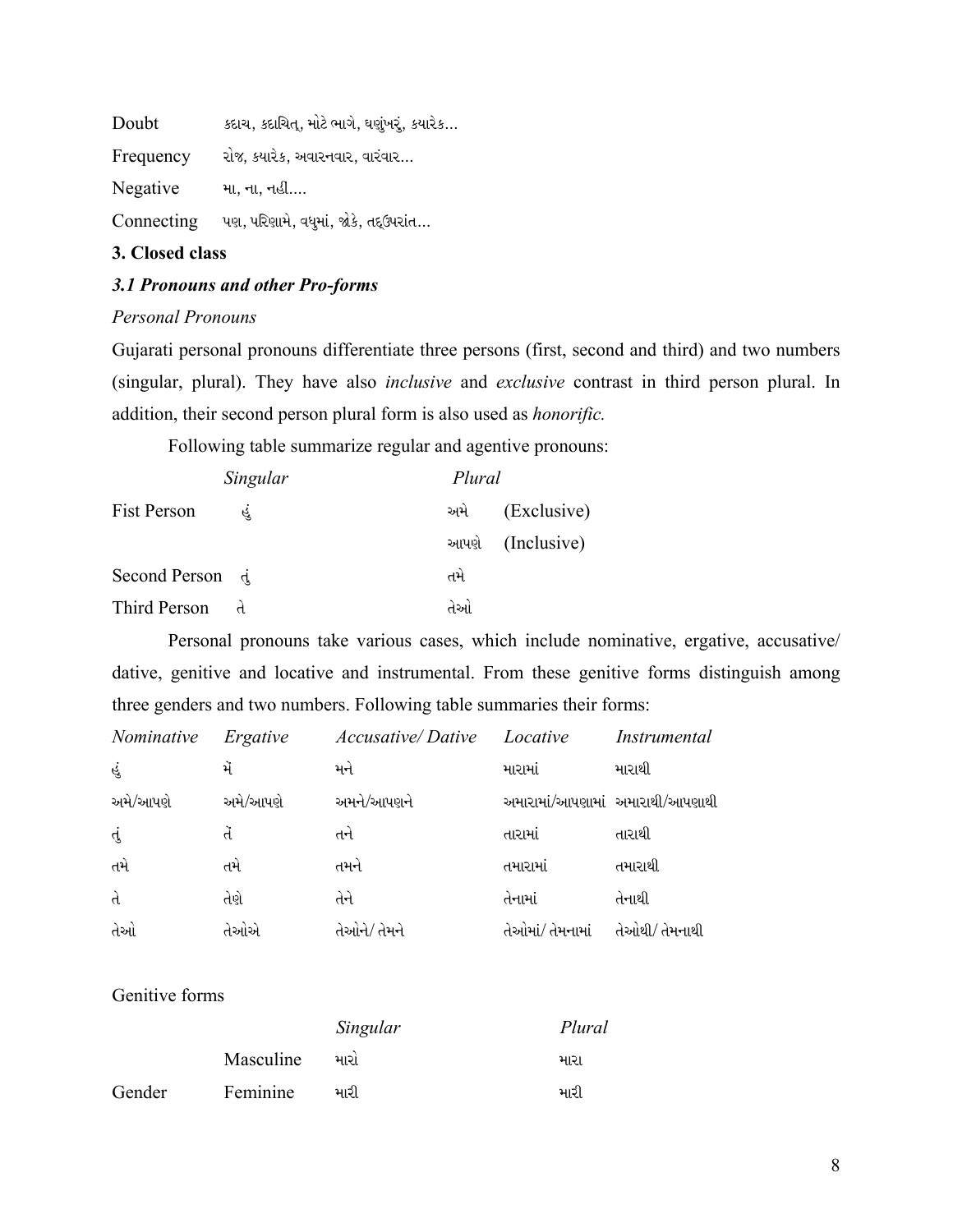| | |
|---|---|
| Doubt | કદાચ, કદાચિત્, મોટે ભાગે, ઘણુંખરું, ક્યારેક... |
| Frequency | રોજ, ક્યારેક, અવારનવાર, વારંવાર... |
| Negative | મા, ના, નહી.... |
| Connecting | પણ, પરિણામે, વધુમાં, જોકે, તદ્ઉપરાંત... |

**3. Closed class**

***3.1 Pronouns and other Pro-forms***

*Personal Pronouns*

Gujarati personal pronouns differentiate three persons (first, second and third) and two numbers (singular, plural). They have also *inclusive* and *exclusive* contrast in third person plural. In addition, their second person plural form is also used as *honorific.*

Following table summarize regular and agentive pronouns:

| | *Singular* | *Plural* | |
|---|---|---|---|
| Fist Person | હું | અમે | (Exclusive) |
| | | આપણે | (Inclusive) |
| Second Person | તું | તમે | |
| Third Person | તે | તેઓ | |

Personal pronouns take various cases, which include nominative, ergative, accusative/ dative, genitive and locative and instrumental. From these genitive forms distinguish among three genders and two numbers. Following table summaries their forms:

| *Nominative* | *Ergative* | *Accusative/ Dative* | *Locative* | *Instrumental* |
|---|---|---|---|---|
| હું | મેં | મને | મારામાં | મારાથી |
| અમે/આપણે | અમે/આપણે | અમને/આપણને | અમારામાં/આપણામાં | અમારાથી/આપણાથી |
| તું | તેં | તને | તારામાં | તારાથી |
| તમે | તમે | તમને | તમારામાં | તમારાથી |
| તે | તેણે | તેને | તેનામાં | તેનાથી |
| તેઓ | તેઓએ | તેઓને/ તેમને | તેઓમાં/ તેમનામાં | તેઓથી/ તેમનાથી |

Genitive forms

| | | *Singular* | *Plural* |
|---|---|---|---|
| | Masculine | મારો | મારા |
| Gender | Feminine | મારી | મારી |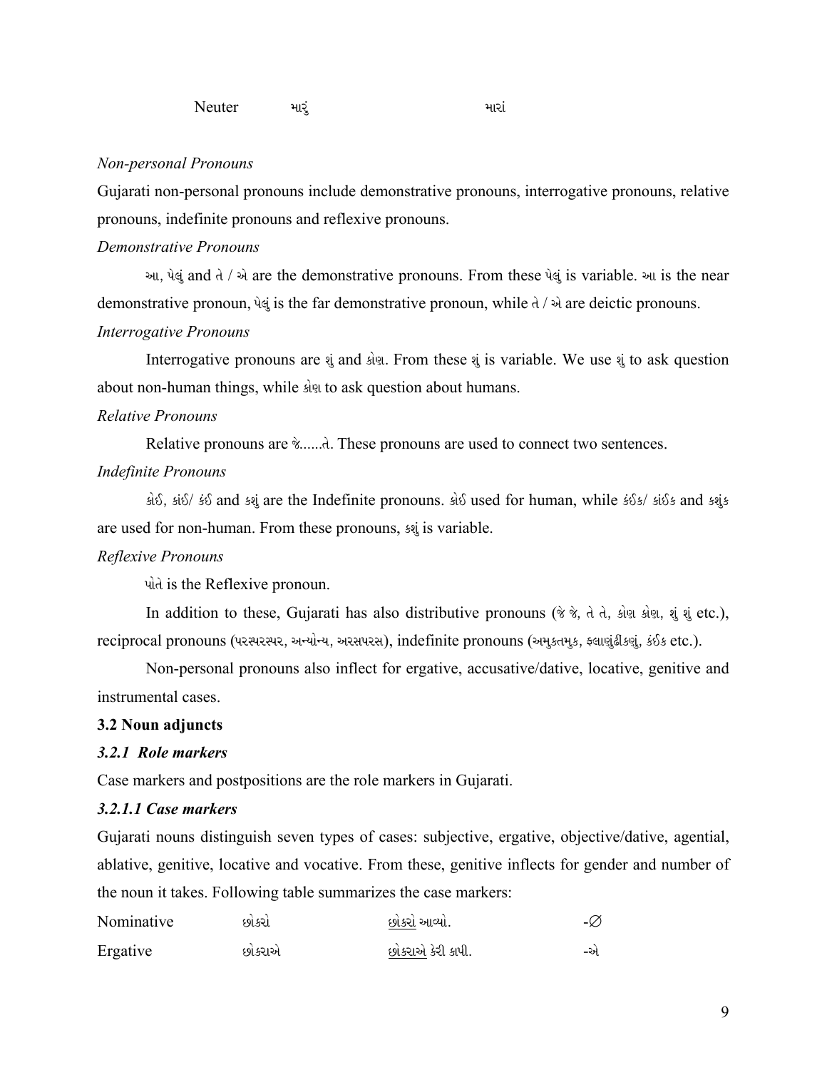| Neuter | મારું | મારાં |
|---|---|---|

*Non-personal Pronouns*

Gujarati non-personal pronouns include demonstrative pronouns, interrogative pronouns, relative pronouns, indefinite pronouns and reflexive pronouns.

*Demonstrative Pronouns*

આ, પેલું and તે / એ are the demonstrative pronouns. From these પેલું is variable. આ is the near demonstrative pronoun, પેલું is the far demonstrative pronoun, while તે / એ are deictic pronouns.

*Interrogative Pronouns*

Interrogative pronouns are શું and કોણ. From these શું is variable. We use શું to ask question about non-human things, while કોણ to ask question about humans.

*Relative Pronouns*

Relative pronouns are જે......તે. These pronouns are used to connect two sentences.

*Indefinite Pronouns*

કોઈ, કાંઈ/ કંઈ and કશું are the Indefinite pronouns. કોઈ used for human, while કંઈક/ કાંઈક and કશુંક are used for non-human. From these pronouns, કશું is variable.

*Reflexive Pronouns*

પોતે is the Reflexive pronoun.

In addition to these, Gujarati has also distributive pronouns (જે જે, તે તે, કોણ કોણ, શું શું etc.), reciprocal pronouns (પરસ્પરસ્પર, અન્યોન્ય, અરસપરસ), indefinite pronouns (અમુકતમુક, ફલાણુંઢીકણું, કંઈક etc.).

Non-personal pronouns also inflect for ergative, accusative/dative, locative, genitive and instrumental cases.

**3.2 Noun adjuncts**

***3.2.1 Role markers***

Case markers and postpositions are the role markers in Gujarati.

***3.2.1.1 Case markers***

Gujarati nouns distinguish seven types of cases: subjective, ergative, objective/dative, agential, ablative, genitive, locative and vocative. From these, genitive inflects for gender and number of the noun it takes. Following table summarizes the case markers:

| Nominative | છોકરો | <u>છોકરો</u> આવ્યો. | -∅ |
|---|---|---|---|
| Ergative | છોકરાએ | <u>છોકરાએ</u> કેરી કાપી. | -એ |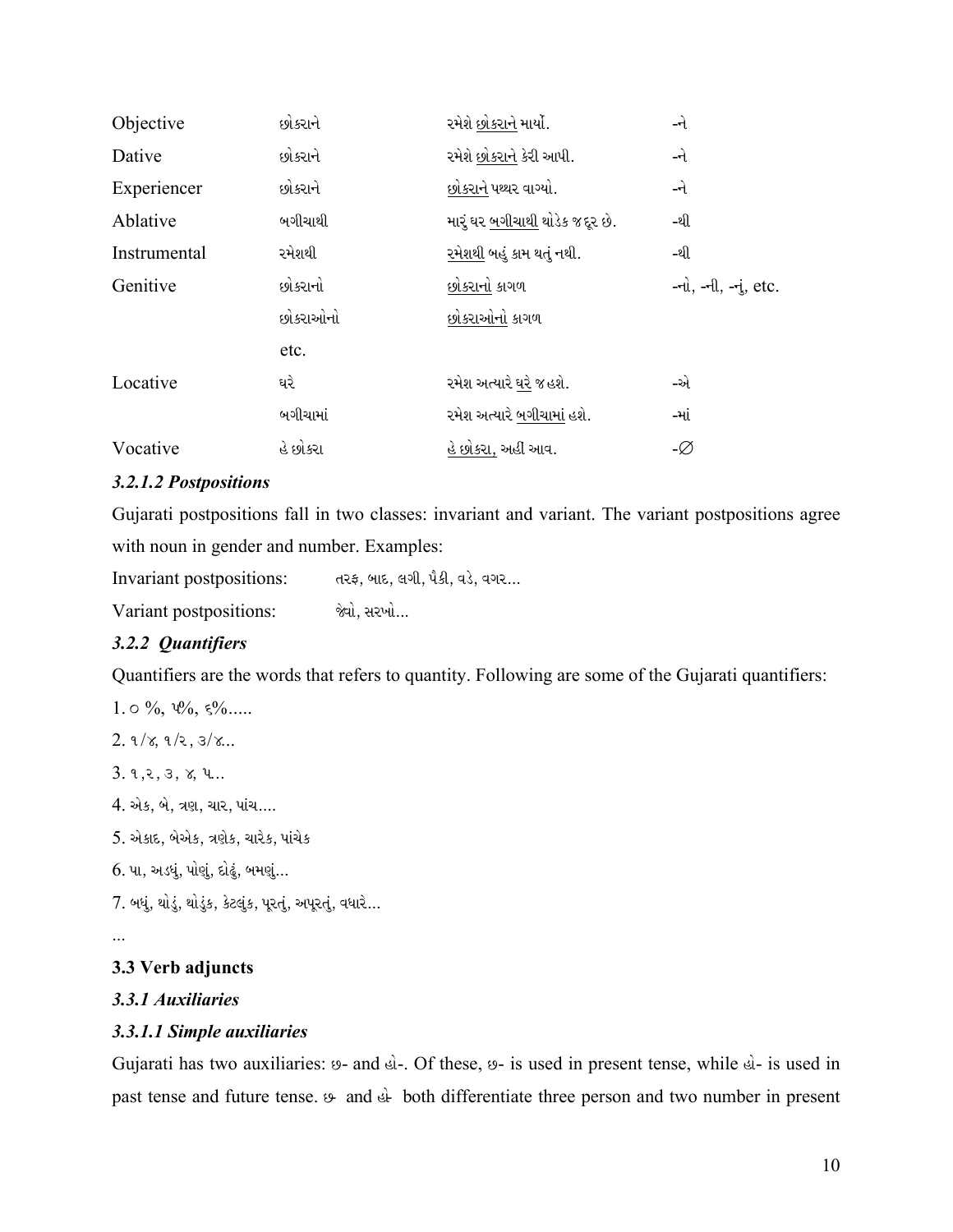| Objective | છોકરાને | રમેશે છોકરાને માર્યો. | -ને |
|---|---|---|---|
| Dative | છોકરાને | રમેશે છોકરાને કેરી આપી. | -ને |
| Experiencer | છોકરાને | છોકરાને પથ્થર વાગ્યો. | -ને |
| Ablative | બગીચાથી | મારું ઘર બગીચાથી થોડેક જ દૂર છે. | -થી |
| Instrumental | રમેશથી | રમેશથી બહું કામ થતું નથી. | -થી |
| Genitive | છોકરાનો | છોકરાનો કાગળ | -નો, -ની, -નું, etc. |
| | છોકરાઓનો | છોકરાઓનો કાગળ | |
| | etc. | | |
| Locative | ઘરે | રમેશ અત્યારે ઘરે જ હશે. | -એ |
| | બગીચામાં | રમેશ અત્યારે બગીચામાં હશે. | -માં |
| Vocative | હે છોકરા | હે છોકરા, અહીં આવ. | -∅ |

### *3.2.1.2 Postpositions*

Gujarati postpositions fall in two classes: invariant and variant. The variant postpositions agree with noun in gender and number. Examples:

Invariant postpositions: તરફ, બાદ, લગી, પૈકી, વડે, વગર...

Variant postpositions: જેવો, સરખો...

### *3.2.2 Quantifiers*

Quantifiers are the words that refers to quantity. Following are some of the Gujarati quantifiers:

1. ૦ %, ૫%, ૬%.....

2. ૧/૪, ૧/૨ , ૩/૪...

3. ૧ ,૨ , ૩ , ૪, ૫...

4. એક, બે, ત્રણ, ચાર, પાંચ....

5. એકાદ, બેએક, ત્રણેક, ચારેક, પાંચેક

6. પા, અડધું, પોણું, દોઢું, બમણું...

7. બધું, થોડું, થોડુંક, કેટલુંક, પૂરતું, અપૂરતું, વધારે...

...

## 3.3 Verb adjuncts

### *3.3.1 Auxiliaries*

### *3.3.1.1 Simple auxiliaries*

Gujarati has two auxiliaries: છ- and હો-. Of these, છ- is used in present tense, while હો- is used in past tense and future tense. છ- and હો- both differentiate three person and two number in present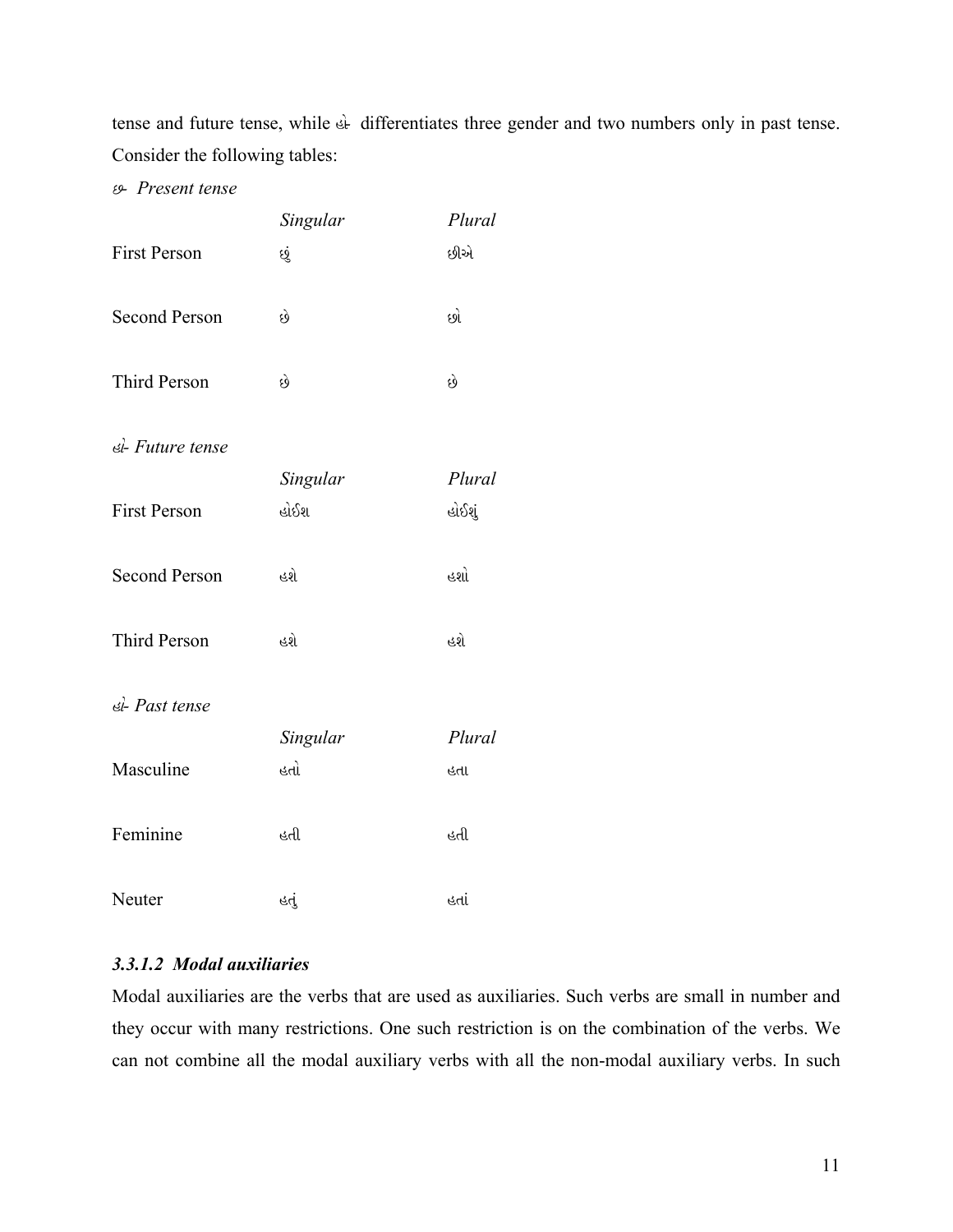tense and future tense, while હો differentiates three gender and two numbers only in past tense. Consider the following tables:

*છ- Present tense*

| | *Singular* | *Plural* |
|---|---|---|
| First Person | છું | છીએ |
| Second Person | છે | છો |
| Third Person | છે | છે |

*હો- Future tense*

| | *Singular* | *Plural* |
|---|---|---|
| First Person | હોઈશ | હોઈશું |
| Second Person | હશે | હશો |
| Third Person | હશે | હશે |

*હો- Past tense*

| | *Singular* | *Plural* |
|---|---|---|
| Masculine | હતો | હતા |
| Feminine | હતી | હતી |
| Neuter | હતું | હતાં |

### *3.3.1.2 Modal auxiliaries*

Modal auxiliaries are the verbs that are used as auxiliaries. Such verbs are small in number and they occur with many restrictions. One such restriction is on the combination of the verbs. We can not combine all the modal auxiliary verbs with all the non-modal auxiliary verbs. In such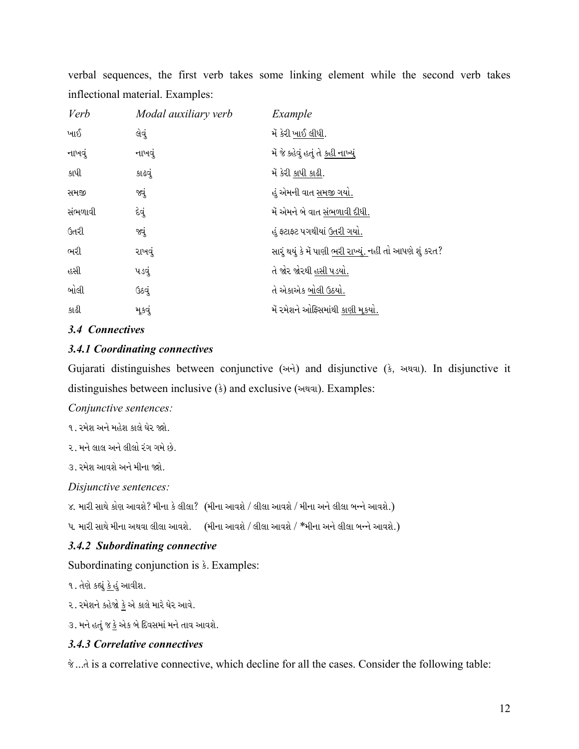verbal sequences, the first verb takes some linking element while the second verb takes inflectional material. Examples:

| *Verb* | *Modal auxiliary verb* | *Example* |
|---|---|---|
| ખાઈ | લેવું | મેં કેરી <u>ખાઈ લીધી</u>. |
| નાખવું | નાખવું | મેં જે કહેવું હતું તે <u>કહી નાખ્યું</u> |
| કાપી | કાઢવું | મેં કેરી <u>કાપી કાઢી</u>. |
| સમજી | જવું | હું એમની વાત <u>સમજી ગયો.</u> |
| સંભળાવી | દેવું | મેં એમને બે વાત <u>સંભળાવી દીધી.</u> |
| ઉતરી | જવું | હું ફટાફટ પગથીયાં <u>ઉતરી ગયો.</u> |
| ભરી | રાખવું | સારું થયું કે મેં પાણી <u>ભરી રાખ્યું.</u> નહીં તો આપણે શું કરત? |
| હસી | પડવું | તે જોર જોરથી <u>હસી પડયો.</u> |
| બોલી | ઉઠવું | તે એકાએક <u>બોલી ઉઠયો.</u> |
| કાઢી | મૂકવું | મેં રમેશને ઓફિસમાંથી <u>કાણી મૂકયો.</u> |

### *3.4 Connectives*

#### *3.4.1 Coordinating connectives*

Gujarati distinguishes between conjunctive (અને) and disjunctive (કે, અથવા). In disjunctive it distinguishes between inclusive (કે) and exclusive (અથવા). Examples:

*Conjunctive sentences:*

૧. રમેશ અને મહેશ કાલે ઘેર જશે.

૨. મને લાલ અને લીલો રંગ ગમે છે.

૩. રમેશ આવશે અને મીના જશે.

*Disjunctive sentences:*

૪. મારી સાથે કોણ આવશે? મીના કે લીલા? (મીના આવશે / લીલા આવશે / મીના અને લીલા બન્ને આવશે.)

૫. મારી સાથે મીના અથવા લીલા આવશે. (મીના આવશે / લીલા આવશે / *મીના અને લીલા બન્ને આવશે.)

#### *3.4.2 Subordinating connective*

Subordinating conjunction is કે. Examples:

૧. તેણે કહ્યું <u>કે</u> હું આવીશ.

૨. રમેશને કહેજો <u>કે</u> એ કાલે મારે ઘેર આવે.

૩. મને હતું જ <u>કે</u> એક બે દિવસમાં મને તાવ આવશે.

#### *3.4.3 Correlative connectives*

જે ...તે is a correlative connective, which decline for all the cases. Consider the following table: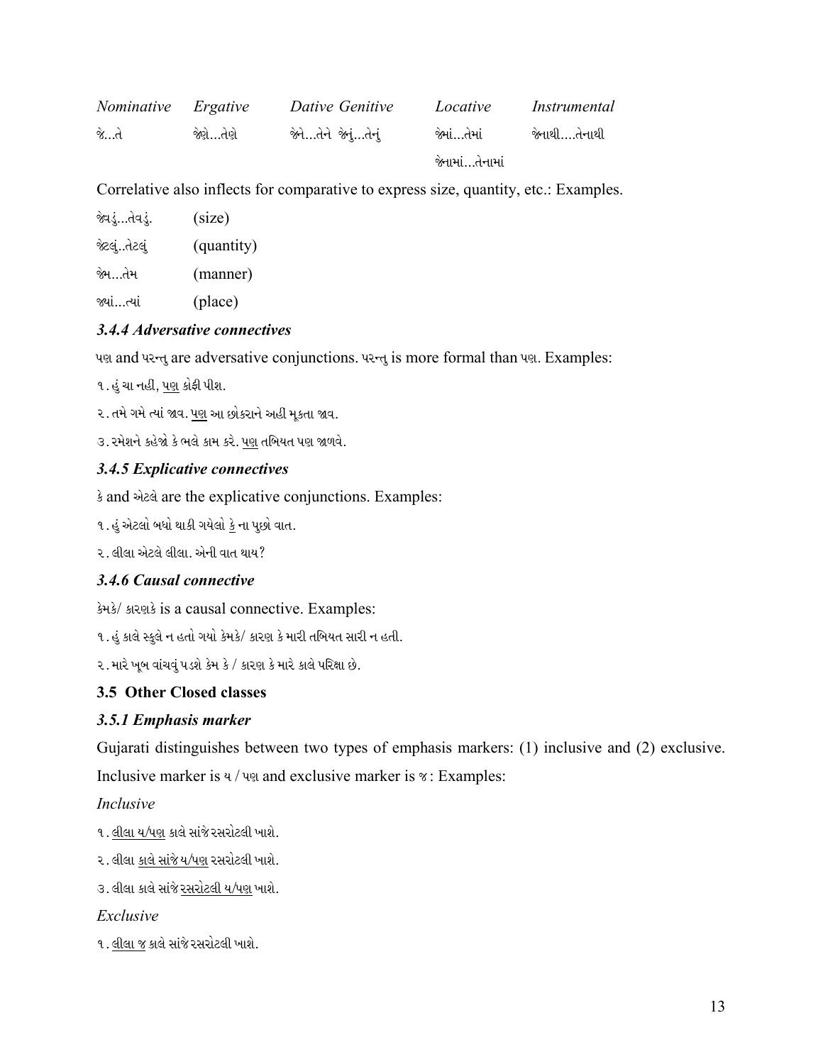| *Nominative* | *Ergative* | *Dative Genitive* | *Locative* | *Instrumental* |
|---|---|---|---|---|
| જે...તે | જેણે...તેણે | જેને...તેને જેનું...તેનું | જેમાં...તેમાં<br>જેનામાં...તેનામાં | જેનાથી....તેનાથી |

Correlative also inflects for comparative to express size, quantity, etc.: Examples.

જેવડું...તેવડું. (size)

જેટલું..તેટલું (quantity)

જેમ...તેમ (manner)

જ્યાં...ત્યાં (place)

### *3.4.4 Adversative connectives*

પણ and પરન્તુ are adversative conjunctions. પરન્તુ is more formal than પણ. Examples:

૧. હું ચા નહી, <u>પણ</u> કોફી પીશ.

૨. તમે ગમે ત્યાં જાવ. <u>પણ</u> આ છોકરાને અહીં મૂકતા જાવ.

૩. રમેશને કહેજો કે ભલે કામ કરે. <u>પણ</u> તબિયત પણ જાળવે.

### *3.4.5 Explicative connectives*

કે and એટલે are the explicative conjunctions. Examples:

૧. હું એટલો બધો થાકી ગયેલો <u>કે</u> ના પુછો વાત.

૨. લીલા એટલે લીલા. એની વાત થાય?

### *3.4.6 Causal connective*

કેમકે/ કારણકે is a causal connective. Examples:

૧. હું કાલે સ્કુલે ન હતો ગયો કેમકે/ કારણ કે મારી તબિયત સારી ન હતી.

૨. મારે ખૂબ વાંચવું પડશે કેમ કે / કારણ કે મારે કાલે પરિક્ષા છે.

### 3.5 Other Closed classes

### *3.5.1 Emphasis marker*

Gujarati distinguishes between two types of emphasis markers: (1) inclusive and (2) exclusive. Inclusive marker is ય / પણ and exclusive marker is જ: Examples:

*Inclusive*

૧. <u>લીલા ય/પણ</u> કાલે સાંજે રસરોટલી ખાશે.

૨. લીલા <u>કાલે સાંજે ય/પણ</u> રસરોટલી ખાશે.

૩. લીલા કાલે સાંજે <u>રસરોટલી ય/પણ</u> ખાશે.

*Exclusive*

૧. <u>લીલા જ</u> કાલે સાંજે રસરોટલી ખાશે.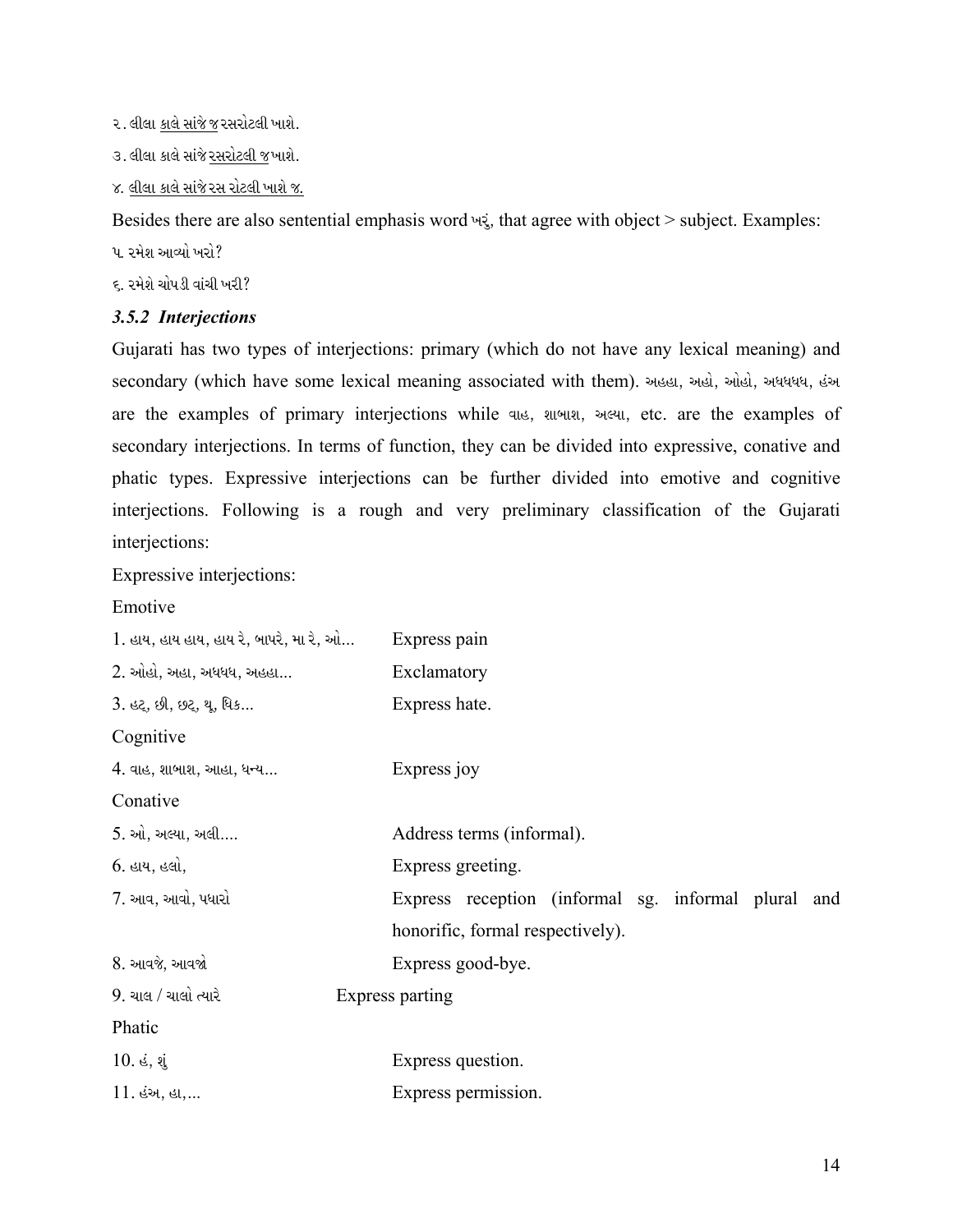૨. લીલા <u>કાલે સાંજે જ</u> રસરોટલી ખાશે.

૩. લીલા કાલે સાંજે <u>રસરોટલી જ</u> ખાશે.

૪. <u>લીલા કાલે સાંજે રસ રોટલી ખાશે જ.</u>

Besides there are also sentential emphasis word ખરું, that agree with object > subject. Examples:

૫. રમેશ આવ્યો ખરો?

૬. રમેશે ચોપડી વાંચી ખરી?

### *3.5.2 Interjections*

Gujarati has two types of interjections: primary (which do not have any lexical meaning) and secondary (which have some lexical meaning associated with them). અહહા, અહો, ઓહો, અધધધધ, હંઅ are the examples of primary interjections while વાહ, શાબાશ, અલ્યા, etc. are the examples of secondary interjections. In terms of function, they can be divided into expressive, conative and phatic types. Expressive interjections can be further divided into emotive and cognitive interjections. Following is a rough and very preliminary classification of the Gujarati interjections:

Expressive interjections:

Emotive

| | |
|---|---|
| 1. હાય, હાય હાય, હાય રે, બાપરે, મા રે, ઓ... | Express pain |
| 2. ઓહો, અહા, અધધધ, અહહા... | Exclamatory |
| 3. હટ્, છી, છટ્, થૂ, ધિક... | Express hate. |

Cognitive

| | |
|---|---|
| 4. વાહ, શાબાશ, આહા, ધન્ય... | Express joy |

Conative

| | |
|---|---|
| 5. ઓ, અલ્યા, અલી.... | Address terms (informal). |
| 6. હાય, હલો, | Express greeting. |
| 7. આવ, આવો, પધારો | Express reception (informal sg. informal plural and honorific, formal respectively). |
| 8. આવજે, આવજો | Express good-bye. |
| 9. ચાલ / ચાલો ત્યારે | Express parting |

Phatic

| | |
|---|---|
| 10. હં, શું | Express question. |
| 11. હંઅ, હા,... | Express permission. |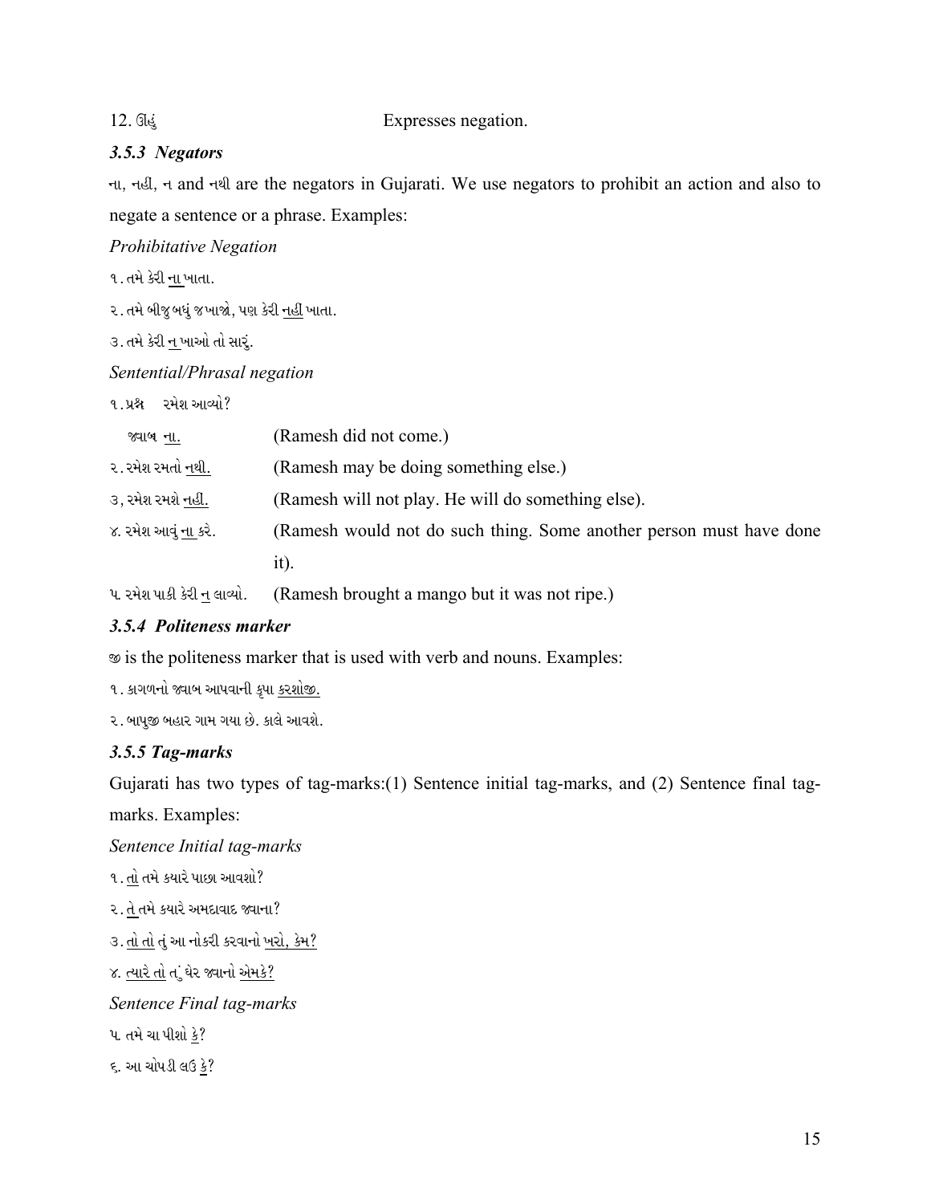12. ઊહું Expresses negation.

### *3.5.3 Negators*

ના, નહીં, ન and નથી are the negators in Gujarati. We use negators to prohibit an action and also to negate a sentence or a phrase. Examples:

*Prohibitative Negation*

૧. તમે કેરી <u>ના</u> ખાતા.

૨. તમે બીજુ બધું જ ખાજો, પણ કેરી <u>નહીં</u> ખાતા.

૩. તમે કેરી <u>ન</u> ખાઓ તો સારું.

*Sentential/Phrasal negation*

૧. પ્રશ્ન રમેશ આવ્યો?

| | |
|---|---|
| જવાબ <u>ના.</u> | (Ramesh did not come.) |
| ૨. રમેશ રમતો <u>નથી.</u> | (Ramesh may be doing something else.) |
| ૩, રમેશ રમશે <u>નહીં.</u> | (Ramesh will not play. He will do something else). |
| ૪. રમેશ આવું <u>ના</u> કરે. | (Ramesh would not do such thing. Some another person must have done it). |
| ૫. રમેશ પાકી કેરી <u>ન</u> લાવ્યો. | (Ramesh brought a mango but it was not ripe.) |

### *3.5.4 Politeness marker*

જી is the politeness marker that is used with verb and nouns. Examples:

૧. કાગળનો જવાબ આપવાની કૃપા <u>કરશોજી.</u>

૨. બાપુજી બહાર ગામ ગયા છે. કાલે આવશે.

### *3.5.5 Tag-marks*

Gujarati has two types of tag-marks:(1) Sentence initial tag-marks, and (2) Sentence final tag-marks. Examples:

*Sentence Initial tag-marks*

૧. <u>તો</u> તમે ક્યારે પાછા આવશો?

૨. <u>તે</u> તમે ક્યારે અમદાવાદ જવાના?

૩. <u>તો તો</u> તું આ નોકરી કરવાનો <u>ખરો, કેમ?</u>

૪. <u>ત્યારે તો</u> તું ઘેર જવાનો <u>એમકે?</u>

*Sentence Final tag-marks*

૫. તમે ચા પીશો <u>કે</u>?

૬. આ ચોપડી લઉં <u>કે</u>?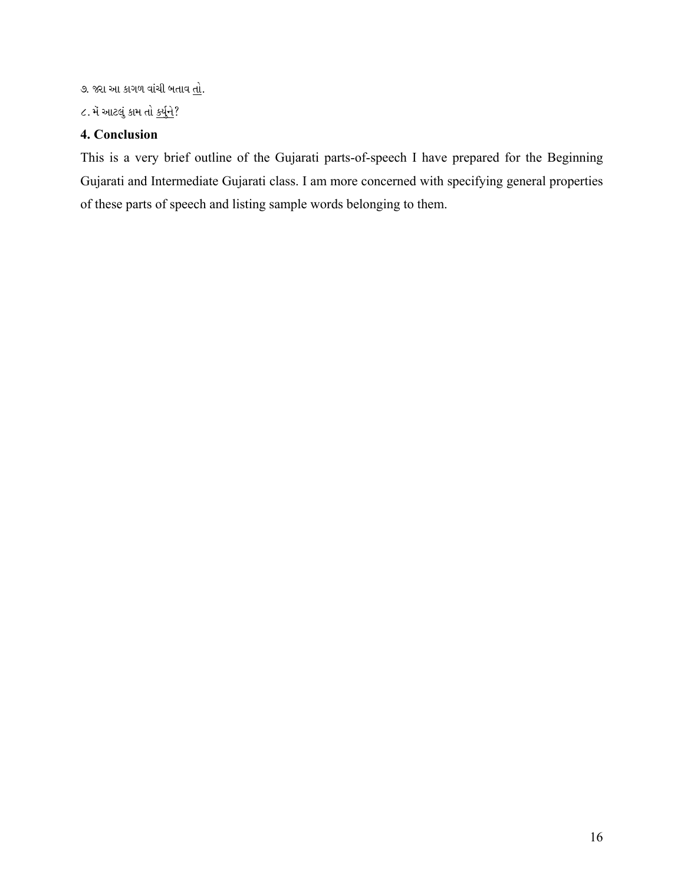૭. જરા આ કાગળ વાંચી બતાવ <u>તો</u>.

૮. મેં આટલું કામ તો <u>કર્યુંને</u>?

**4. Conclusion**

This is a very brief outline of the Gujarati parts-of-speech I have prepared for the Beginning Gujarati and Intermediate Gujarati class. I am more concerned with specifying general properties of these parts of speech and listing sample words belonging to them.